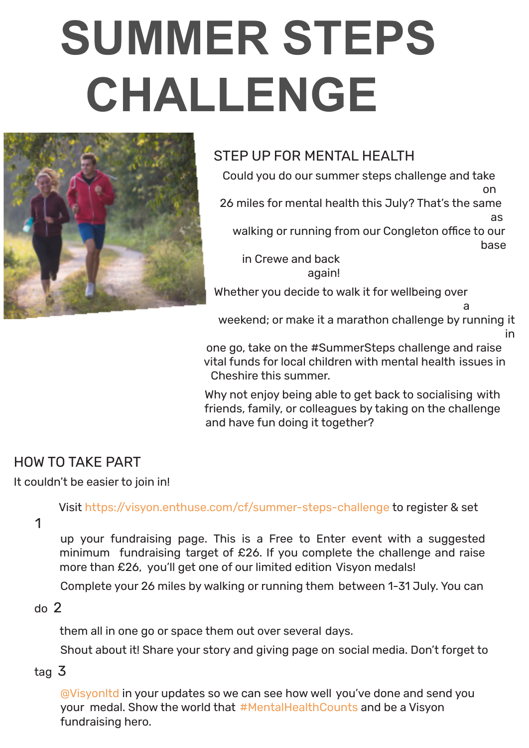# SUMMER STEPS CHALLENGE

## STEP UP FOR MENTAL HEALTH

Could you do our summer steps challenge and take on 26 miles for mental health this July? That's the same as walking or running from our Congleton office to our base in Crewe and back again!

Whether you decide to walk it for wellbeing over a weekend; or make it a marathon challenge by running it in one go, take on the #SummerSteps challenge and raise vital funds for local children with mental health issues in Cheshire this summer.

Why not enjoy being able to get back to socialising with friends, family, or colleagues by taking on the challenge and have fun doing it together?

## HOW TO TAKE PART

It couldn't be easier to join in!

1. Visit https://visyon.enthuse.com/cf/summer-steps-challenge to register & set up your fundraising page. This is a Free to Enter event with a suggested minimum fundraising target of £26. If you complete the challenge and raise more than £26, you'll get one of our limited edition Visyon medals!
2. Complete your 26 miles by walking or running them between 1-31 July. You can do them all in one go or space them out over several days.
3. Shout about it! Share your story and giving page on social media. Don't forget to tag @Visyonltd in your updates so we can see how well you've done and send you your medal. Show the world that #MentalHealthCounts and be a Visyon fundraising hero.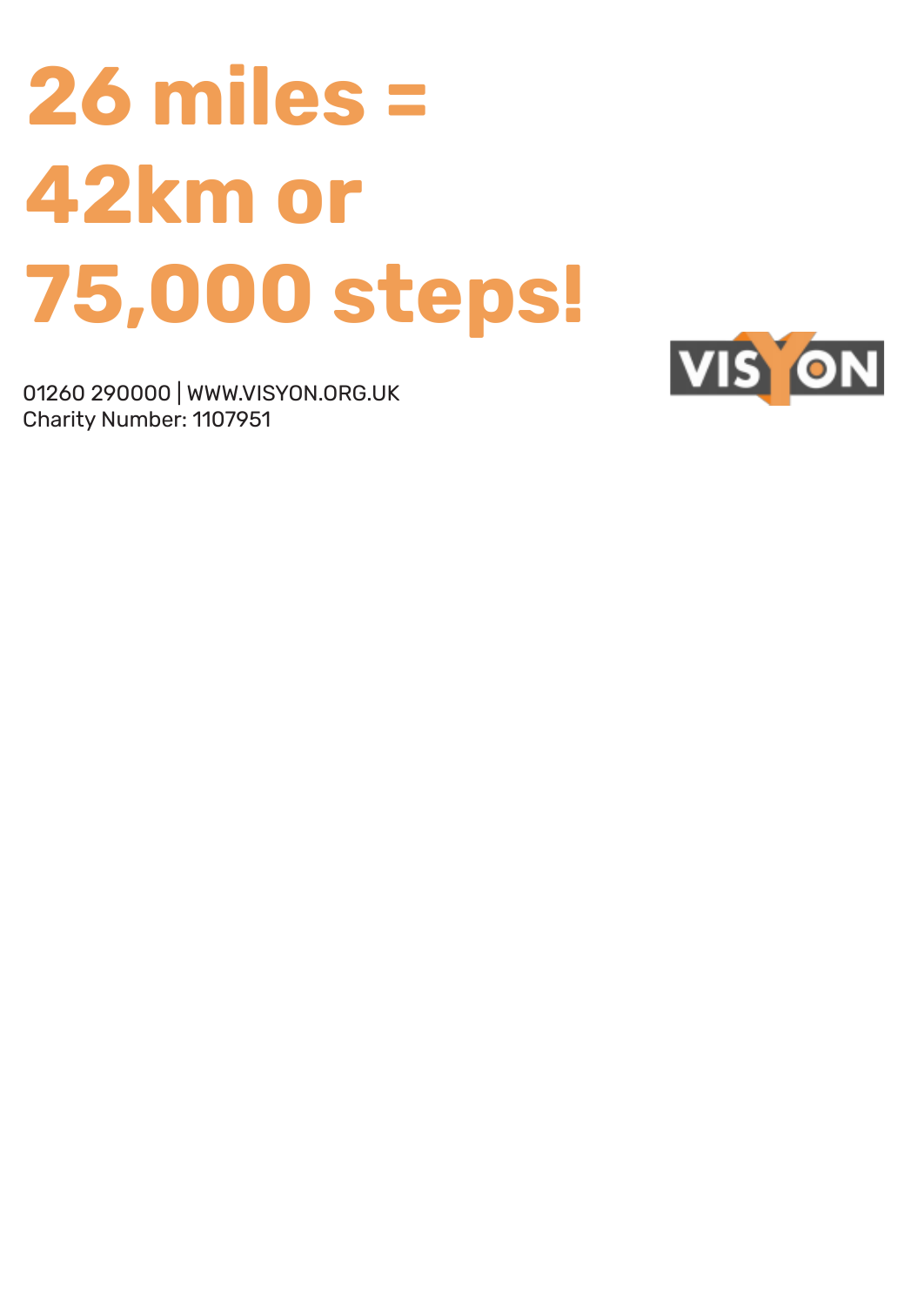# 26 miles = 42km or 75,000 steps!

01260 290000 | WWW.VISYON.ORG.UK
Charity Number: 1107951

VISYON